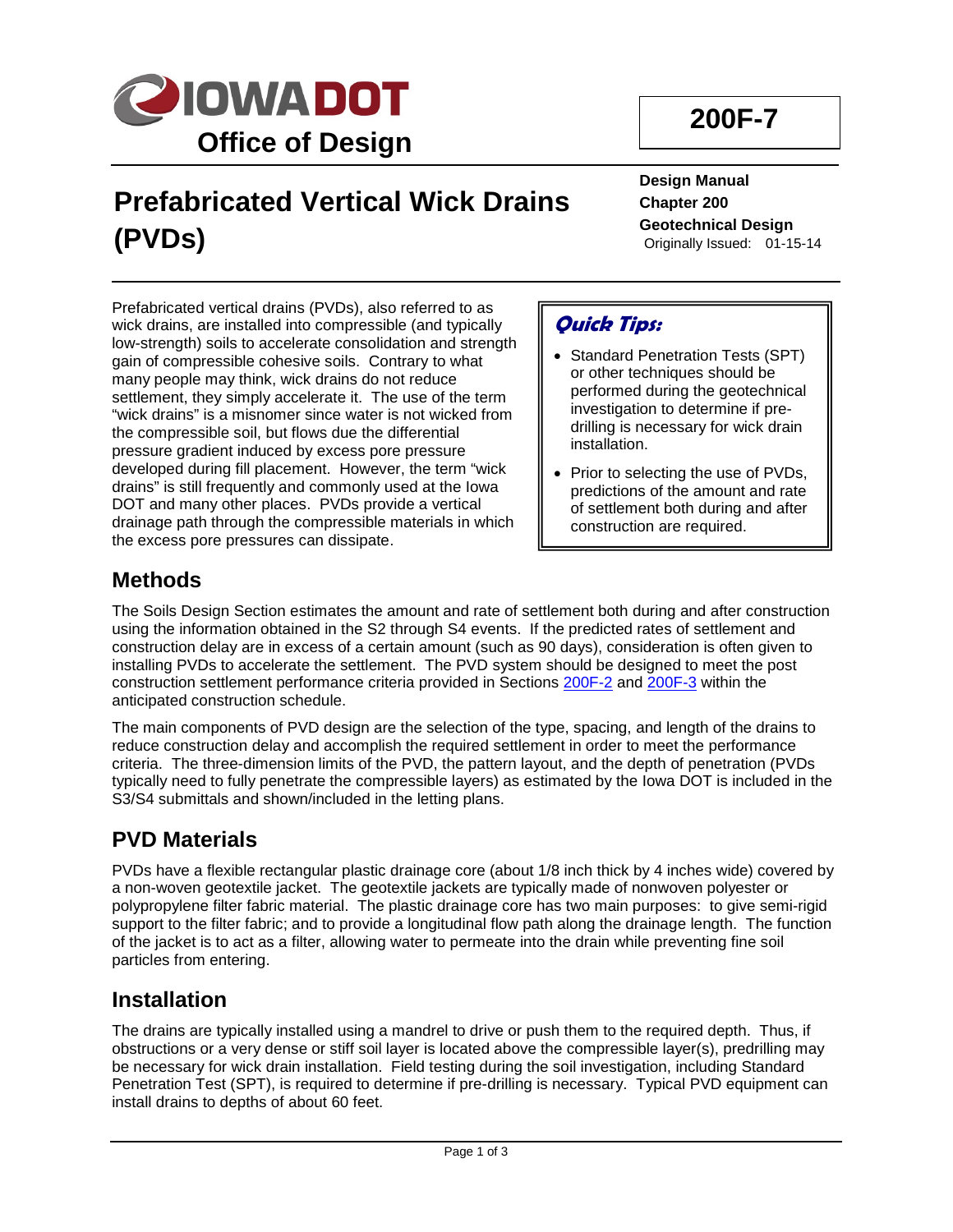IOWA DOT
**Office of Design**

**200F-7**

# Prefabricated Vertical Wick Drains (PVDs)

**Design Manual**
**Chapter 200**
**Geotechnical Design**
Originally Issued: 01-15-14

Prefabricated vertical drains (PVDs), also referred to as wick drains, are installed into compressible (and typically low-strength) soils to accelerate consolidation and strength gain of compressible cohesive soils. Contrary to what many people may think, wick drains do not reduce settlement, they simply accelerate it. The use of the term "wick drains" is a misnomer since water is not wicked from the compressible soil, but flows due the differential pressure gradient induced by excess pore pressure developed during fill placement. However, the term "wick drains" is still frequently and commonly used at the Iowa DOT and many other places. PVDs provide a vertical drainage path through the compressible materials in which the excess pore pressures can dissipate.

> ***Quick Tips:***
>
> - Standard Penetration Tests (SPT) or other techniques should be performed during the geotechnical investigation to determine if pre-drilling is necessary for wick drain installation.
> - Prior to selecting the use of PVDs, predictions of the amount and rate of settlement both during and after construction are required.

## Methods

The Soils Design Section estimates the amount and rate of settlement both during and after construction using the information obtained in the S2 through S4 events. If the predicted rates of settlement and construction delay are in excess of a certain amount (such as 90 days), consideration is often given to installing PVDs to accelerate the settlement. The PVD system should be designed to meet the post construction settlement performance criteria provided in Sections 200F-2 and 200F-3 within the anticipated construction schedule.

The main components of PVD design are the selection of the type, spacing, and length of the drains to reduce construction delay and accomplish the required settlement in order to meet the performance criteria. The three-dimension limits of the PVD, the pattern layout, and the depth of penetration (PVDs typically need to fully penetrate the compressible layers) as estimated by the Iowa DOT is included in the S3/S4 submittals and shown/included in the letting plans.

## PVD Materials

PVDs have a flexible rectangular plastic drainage core (about 1/8 inch thick by 4 inches wide) covered by a non-woven geotextile jacket. The geotextile jackets are typically made of nonwoven polyester or polypropylene filter fabric material. The plastic drainage core has two main purposes: to give semi-rigid support to the filter fabric; and to provide a longitudinal flow path along the drainage length. The function of the jacket is to act as a filter, allowing water to permeate into the drain while preventing fine soil particles from entering.

## Installation

The drains are typically installed using a mandrel to drive or push them to the required depth. Thus, if obstructions or a very dense or stiff soil layer is located above the compressible layer(s), predrilling may be necessary for wick drain installation. Field testing during the soil investigation, including Standard Penetration Test (SPT), is required to determine if pre-drilling is necessary. Typical PVD equipment can install drains to depths of about 60 feet.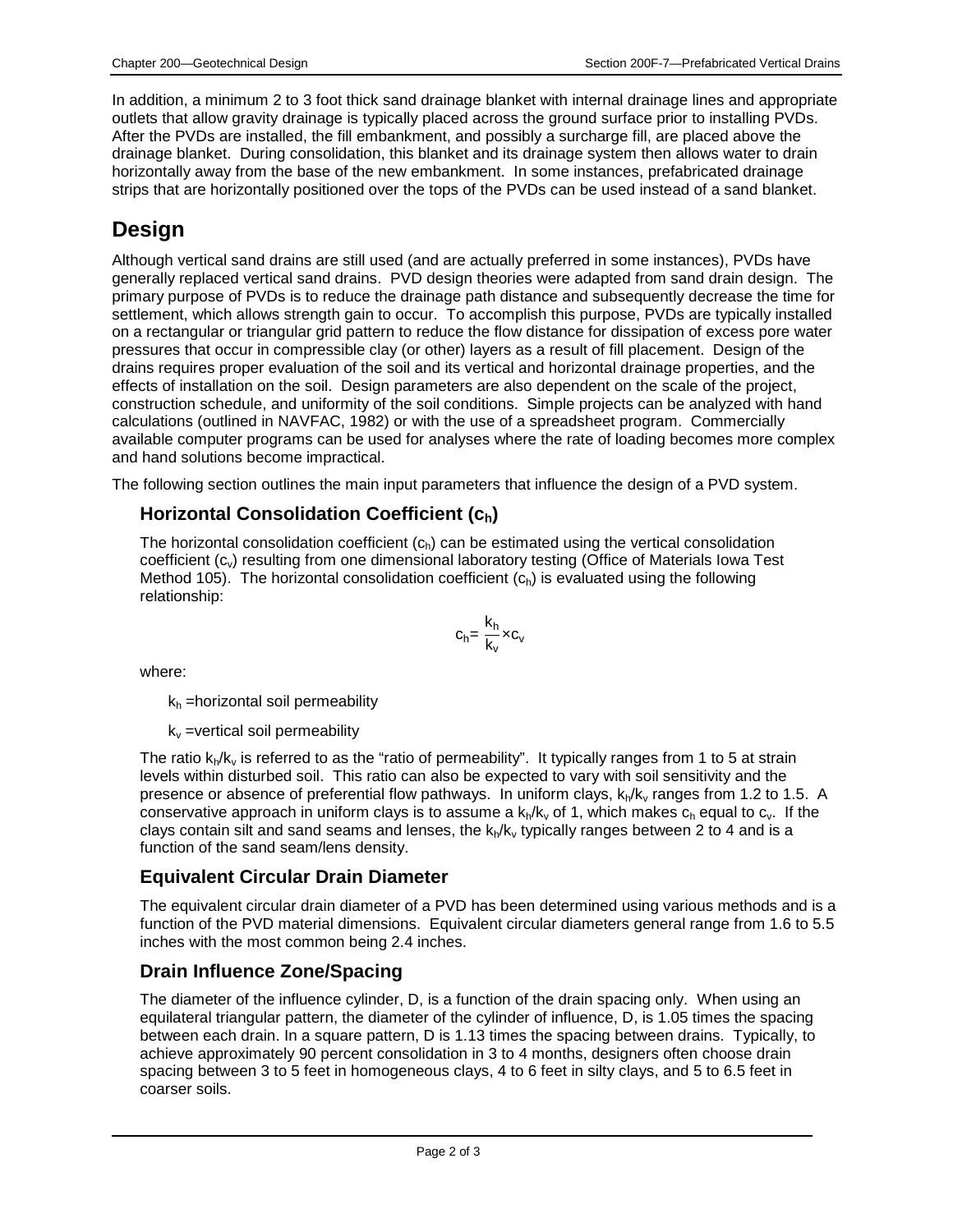In addition, a minimum 2 to 3 foot thick sand drainage blanket with internal drainage lines and appropriate outlets that allow gravity drainage is typically placed across the ground surface prior to installing PVDs. After the PVDs are installed, the fill embankment, and possibly a surcharge fill, are placed above the drainage blanket. During consolidation, this blanket and its drainage system then allows water to drain horizontally away from the base of the new embankment. In some instances, prefabricated drainage strips that are horizontally positioned over the tops of the PVDs can be used instead of a sand blanket.

# Design

Although vertical sand drains are still used (and are actually preferred in some instances), PVDs have generally replaced vertical sand drains. PVD design theories were adapted from sand drain design. The primary purpose of PVDs is to reduce the drainage path distance and subsequently decrease the time for settlement, which allows strength gain to occur. To accomplish this purpose, PVDs are typically installed on a rectangular or triangular grid pattern to reduce the flow distance for dissipation of excess pore water pressures that occur in compressible clay (or other) layers as a result of fill placement. Design of the drains requires proper evaluation of the soil and its vertical and horizontal drainage properties, and the effects of installation on the soil. Design parameters are also dependent on the scale of the project, construction schedule, and uniformity of the soil conditions. Simple projects can be analyzed with hand calculations (outlined in NAVFAC, 1982) or with the use of a spreadsheet program. Commercially available computer programs can be used for analyses where the rate of loading becomes more complex and hand solutions become impractical.

The following section outlines the main input parameters that influence the design of a PVD system.

## Horizontal Consolidation Coefficient ($c_h$)

The horizontal consolidation coefficient ($c_h$) can be estimated using the vertical consolidation coefficient ($c_v$) resulting from one dimensional laboratory testing (Office of Materials Iowa Test Method 105). The horizontal consolidation coefficient ($c_h$) is evaluated using the following relationship:

$$c_h = \frac{k_h}{k_v} \times c_v$$

where:

$k_h$ =horizontal soil permeability

$k_v$ =vertical soil permeability

The ratio $k_h/k_v$ is referred to as the "ratio of permeability". It typically ranges from 1 to 5 at strain levels within disturbed soil. This ratio can also be expected to vary with soil sensitivity and the presence or absence of preferential flow pathways. In uniform clays, $k_h/k_v$ ranges from 1.2 to 1.5. A conservative approach in uniform clays is to assume a $k_h/k_v$ of 1, which makes $c_h$ equal to $c_v$. If the clays contain silt and sand seams and lenses, the $k_h/k_v$ typically ranges between 2 to 4 and is a function of the sand seam/lens density.

## Equivalent Circular Drain Diameter

The equivalent circular drain diameter of a PVD has been determined using various methods and is a function of the PVD material dimensions. Equivalent circular diameters general range from 1.6 to 5.5 inches with the most common being 2.4 inches.

## Drain Influence Zone/Spacing

The diameter of the influence cylinder, D, is a function of the drain spacing only. When using an equilateral triangular pattern, the diameter of the cylinder of influence, D, is 1.05 times the spacing between each drain. In a square pattern, D is 1.13 times the spacing between drains. Typically, to achieve approximately 90 percent consolidation in 3 to 4 months, designers often choose drain spacing between 3 to 5 feet in homogeneous clays, 4 to 6 feet in silty clays, and 5 to 6.5 feet in coarser soils.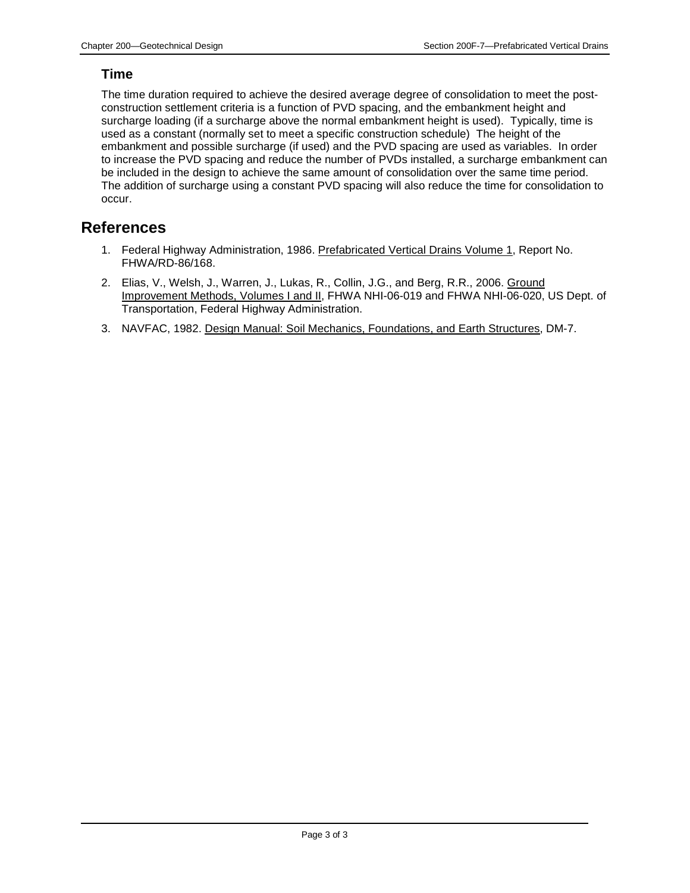### Time

The time duration required to achieve the desired average degree of consolidation to meet the post-construction settlement criteria is a function of PVD spacing, and the embankment height and surcharge loading (if a surcharge above the normal embankment height is used). Typically, time is used as a constant (normally set to meet a specific construction schedule) The height of the embankment and possible surcharge (if used) and the PVD spacing are used as variables. In order to increase the PVD spacing and reduce the number of PVDs installed, a surcharge embankment can be included in the design to achieve the same amount of consolidation over the same time period. The addition of surcharge using a constant PVD spacing will also reduce the time for consolidation to occur.

## References

1. Federal Highway Administration, 1986. Prefabricated Vertical Drains Volume 1, Report No. FHWA/RD-86/168.
2. Elias, V., Welsh, J., Warren, J., Lukas, R., Collin, J.G., and Berg, R.R., 2006. Ground Improvement Methods, Volumes I and II, FHWA NHI-06-019 and FHWA NHI-06-020, US Dept. of Transportation, Federal Highway Administration.
3. NAVFAC, 1982. Design Manual: Soil Mechanics, Foundations, and Earth Structures, DM-7.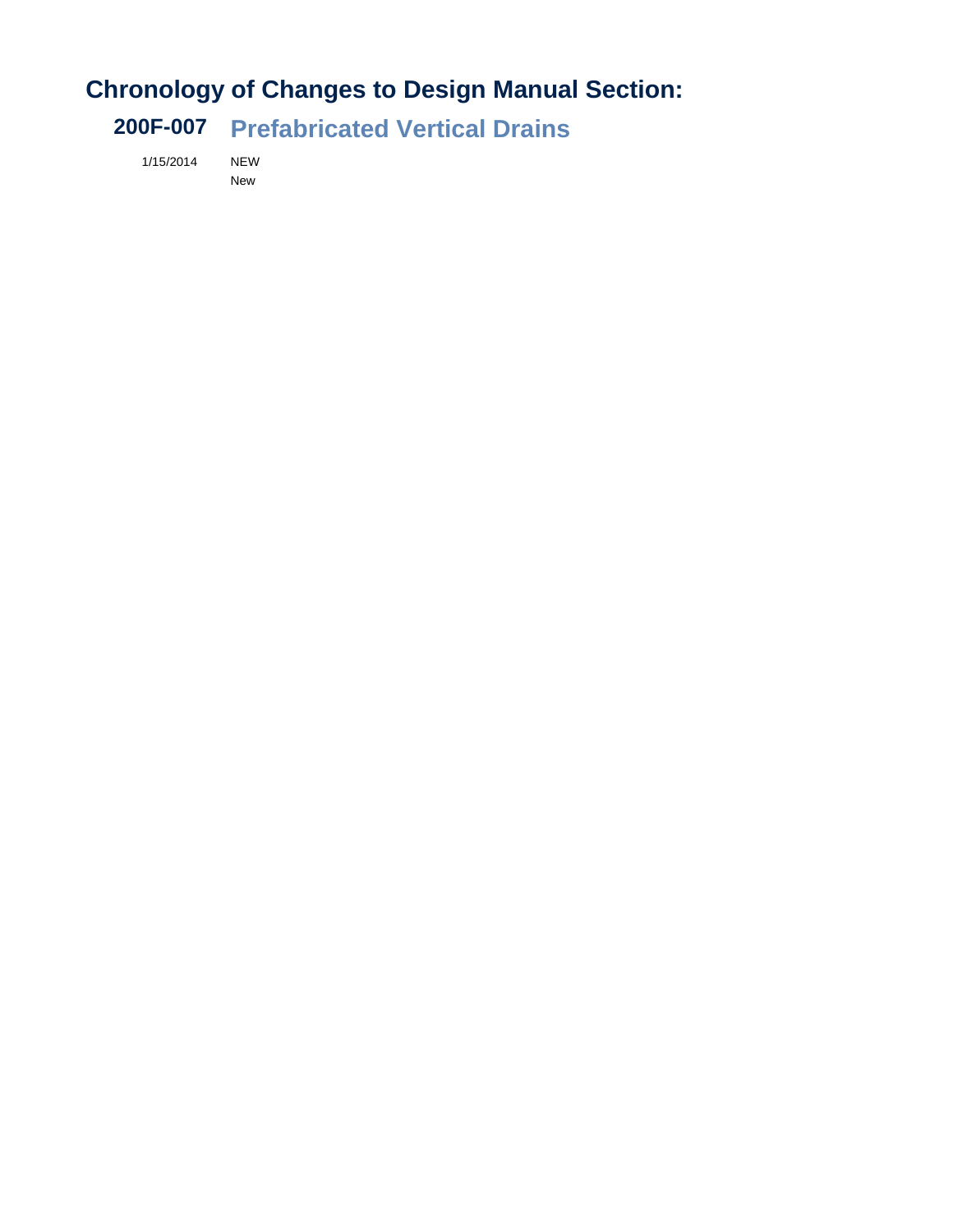# Chronology of Changes to Design Manual Section:

## 200F-007 Prefabricated Vertical Drains

1/15/2014 NEW

New